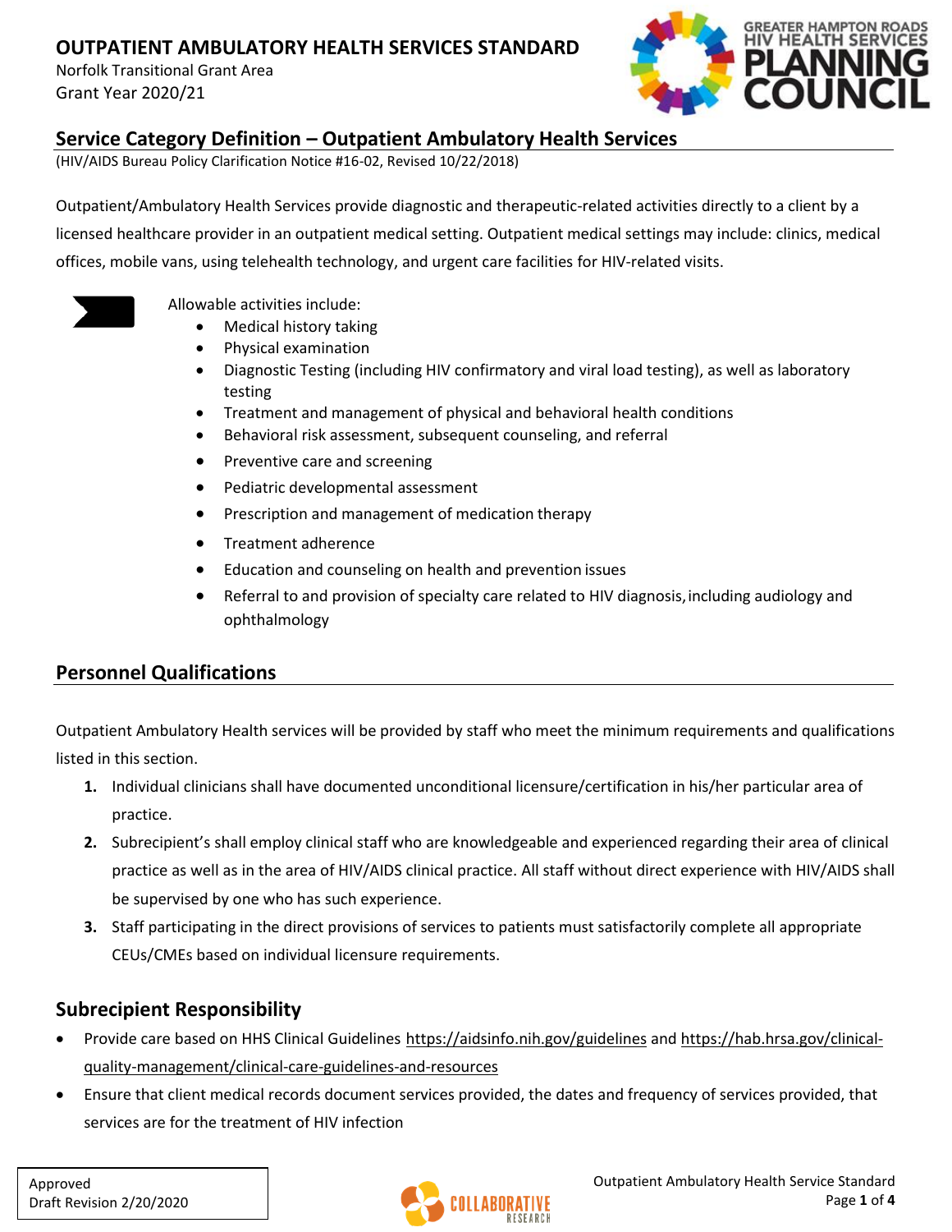# OUTPATIENT AMBULATORY HEALTH SERVICES STANDARD

Norfolk Transitional Grant Area
Grant Year 2020/21

## Service Category Definition – Outpatient Ambulatory Health Services

(HIV/AIDS Bureau Policy Clarification Notice #16-02, Revised 10/22/2018)

Outpatient/Ambulatory Health Services provide diagnostic and therapeutic-related activities directly to a client by a licensed healthcare provider in an outpatient medical setting. Outpatient medical settings may include: clinics, medical offices, mobile vans, using telehealth technology, and urgent care facilities for HIV-related visits.

Allowable activities include:

- Medical history taking
- Physical examination
- Diagnostic Testing (including HIV confirmatory and viral load testing), as well as laboratory testing
- Treatment and management of physical and behavioral health conditions
- Behavioral risk assessment, subsequent counseling, and referral
- Preventive care and screening
- Pediatric developmental assessment
- Prescription and management of medication therapy
- Treatment adherence
- Education and counseling on health and prevention issues
- Referral to and provision of specialty care related to HIV diagnosis, including audiology and ophthalmology

## Personnel Qualifications

Outpatient Ambulatory Health services will be provided by staff who meet the minimum requirements and qualifications listed in this section.

1. Individual clinicians shall have documented unconditional licensure/certification in his/her particular area of practice.
2. Subrecipient's shall employ clinical staff who are knowledgeable and experienced regarding their area of clinical practice as well as in the area of HIV/AIDS clinical practice. All staff without direct experience with HIV/AIDS shall be supervised by one who has such experience.
3. Staff participating in the direct provisions of services to patients must satisfactorily complete all appropriate CEUs/CMEs based on individual licensure requirements.

## Subrecipient Responsibility

- Provide care based on HHS Clinical Guidelines https://aidsinfo.nih.gov/guidelines and https://hab.hrsa.gov/clinical-quality-management/clinical-care-guidelines-and-resources
- Ensure that client medical records document services provided, the dates and frequency of services provided, that services are for the treatment of HIV infection

Approved
Draft Revision 2/20/2020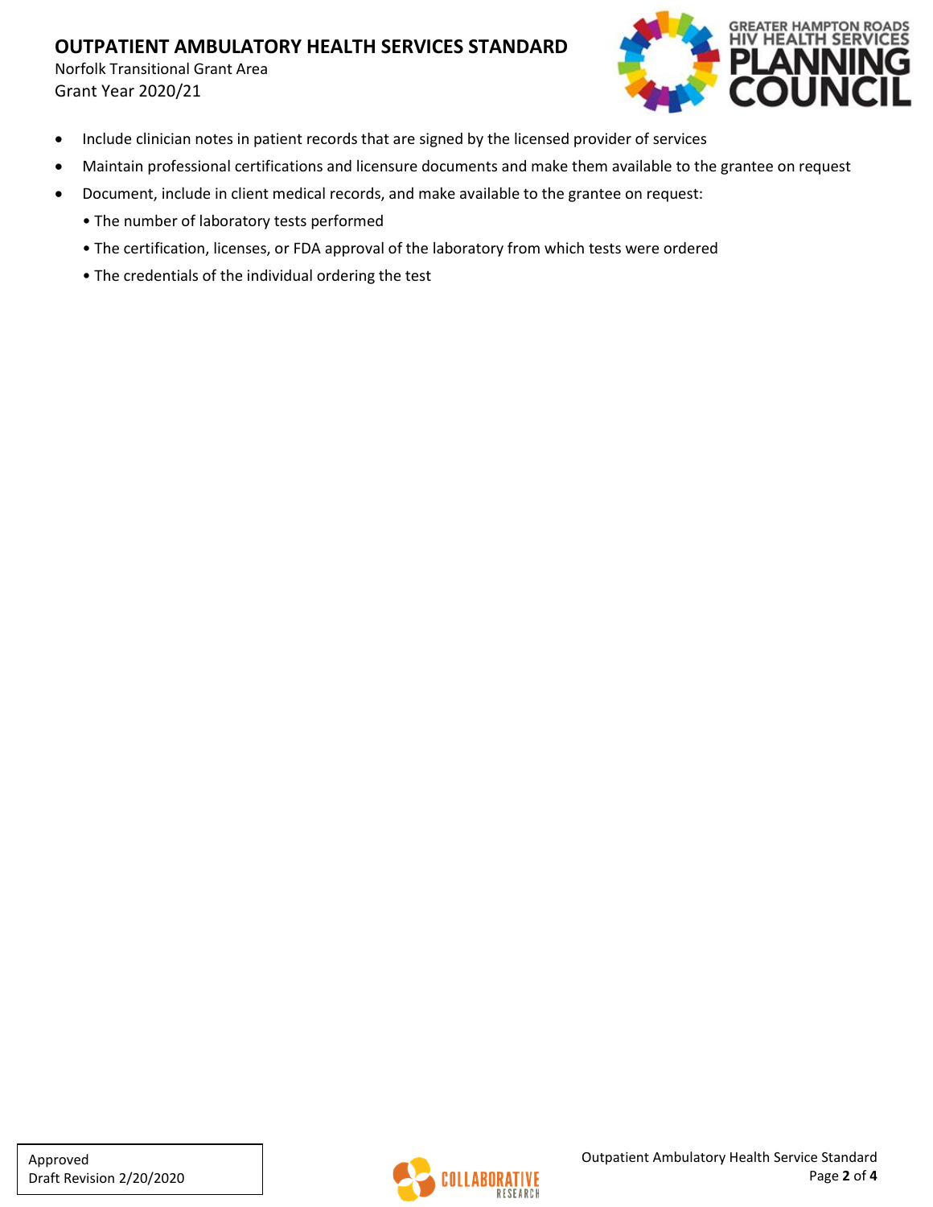- Include clinician notes in patient records that are signed by the licensed provider of services
- Maintain professional certifications and licensure documents and make them available to the grantee on request
- Document, include in client medical records, and make available to the grantee on request:
  - The number of laboratory tests performed
  - The certification, licenses, or FDA approval of the laboratory from which tests were ordered
  - The credentials of the individual ordering the test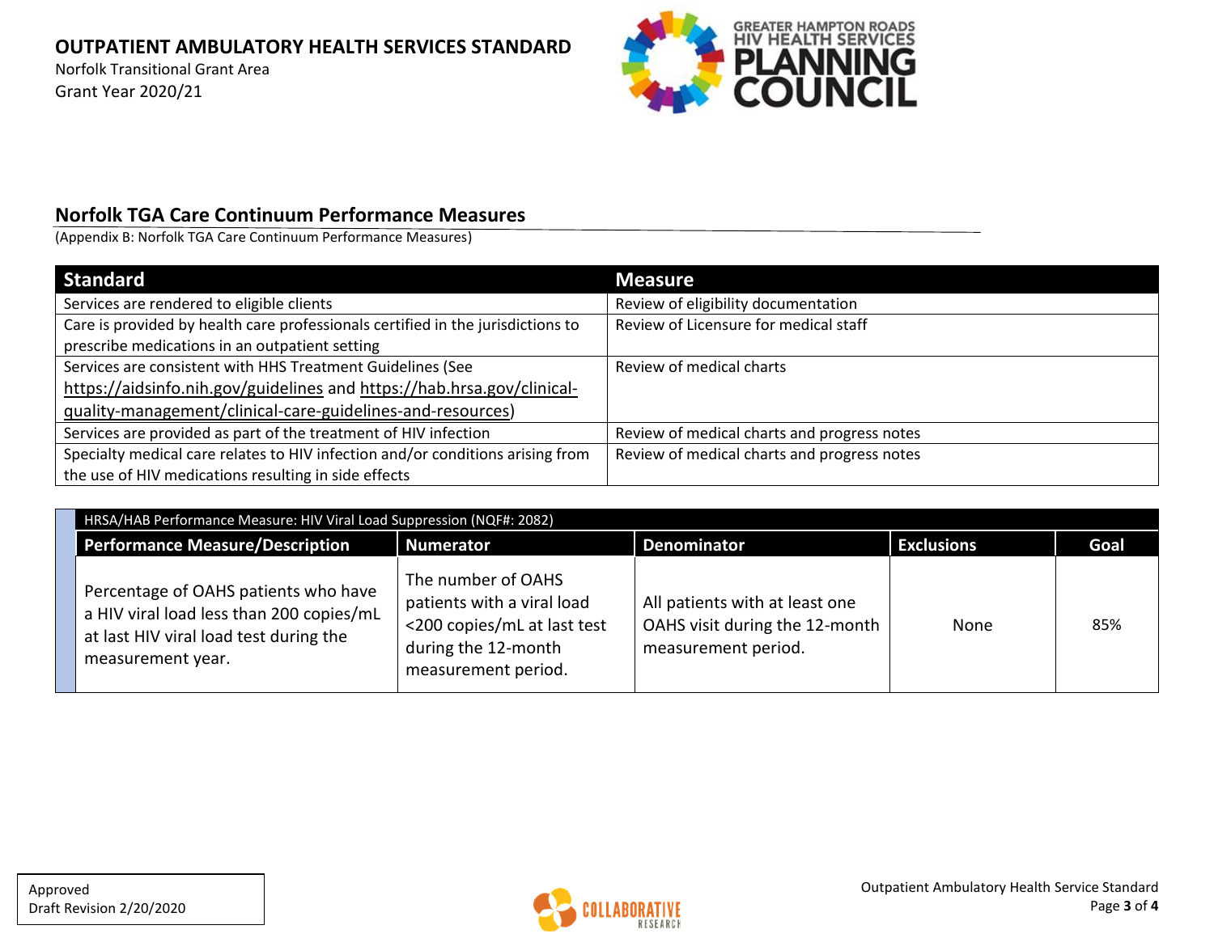## Norfolk TGA Care Continuum Performance Measures

(Appendix B: Norfolk TGA Care Continuum Performance Measures)

| Standard | Measure |
|---|---|
| Services are rendered to eligible clients | Review of eligibility documentation |
| Care is provided by health care professionals certified in the jurisdictions to prescribe medications in an outpatient setting | Review of Licensure for medical staff |
| Services are consistent with HHS Treatment Guidelines (See https://aidsinfo.nih.gov/guidelines and https://hab.hrsa.gov/clinical-quality-management/clinical-care-guidelines-and-resources) | Review of medical charts |
| Services are provided as part of the treatment of HIV infection | Review of medical charts and progress notes |
| Specialty medical care relates to HIV infection and/or conditions arising from the use of HIV medications resulting in side effects | Review of medical charts and progress notes |

| HRSA/HAB Performance Measure: HIV Viral Load Suppression (NQF#: 2082) | | | | |
|---|---|---|---|---|
| **Performance Measure/Description** | **Numerator** | **Denominator** | **Exclusions** | **Goal** |
| Percentage of OAHS patients who have a HIV viral load less than 200 copies/mL at last HIV viral load test during the measurement year. | The number of OAHS patients with a viral load <200 copies/mL at last test during the 12-month measurement period. | All patients with at least one OAHS visit during the 12-month measurement period. | None | 85% |

Approved
Draft Revision 2/20/2020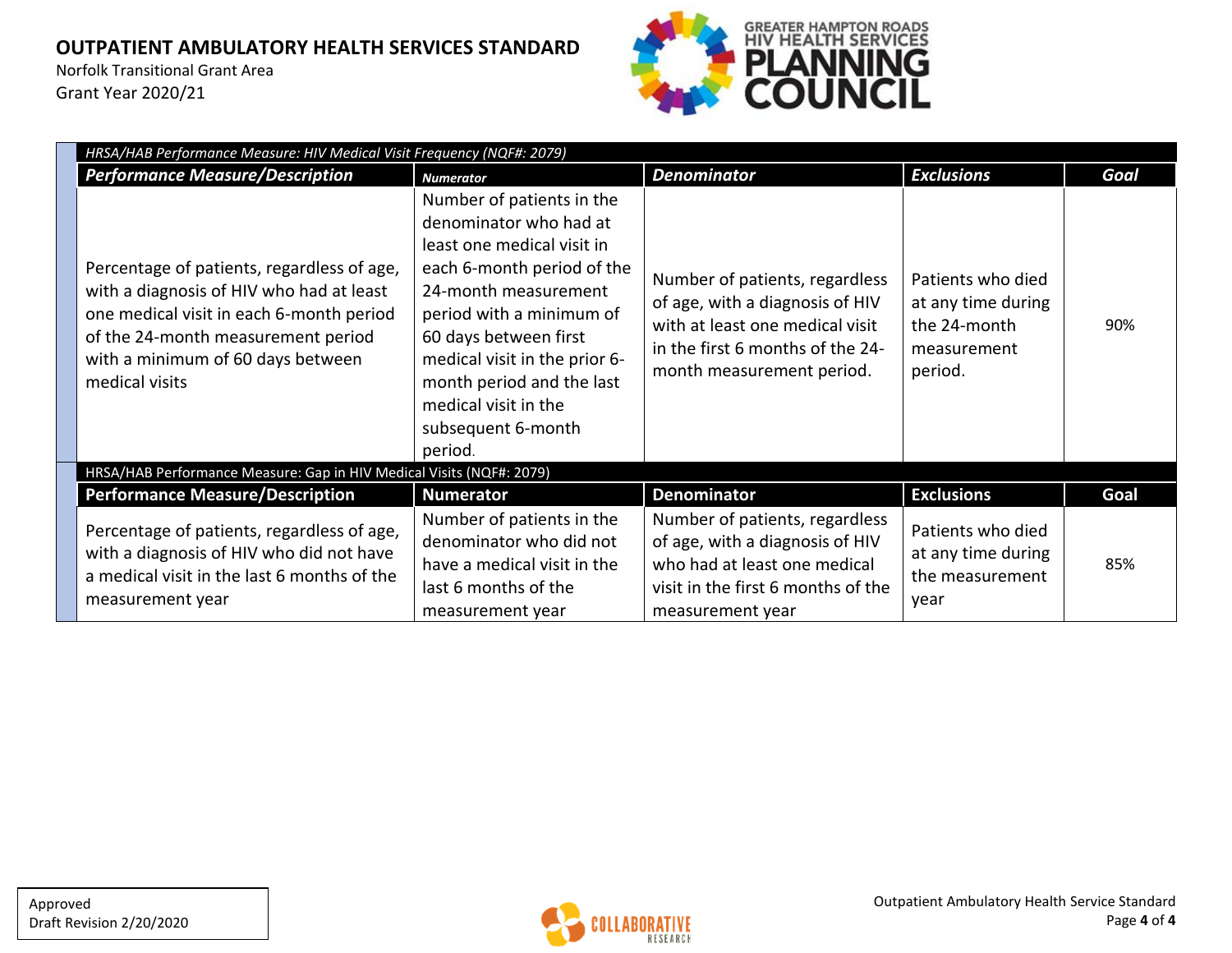| *HRSA/HAB Performance Measure: HIV Medical Visit Frequency (NQF#: 2079)* | | | | |
|---|---|---|---|---|
| ***Performance Measure/Description*** | ***Numerator*** | ***Denominator*** | ***Exclusions*** | ***Goal*** |
| Percentage of patients, regardless of age, with a diagnosis of HIV who had at least one medical visit in each 6-month period of the 24-month measurement period with a minimum of 60 days between medical visits | Number of patients in the denominator who had at least one medical visit in each 6-month period of the 24-month measurement period with a minimum of 60 days between first medical visit in the prior 6-month period and the last medical visit in the subsequent 6-month period. | Number of patients, regardless of age, with a diagnosis of HIV with at least one medical visit in the first 6 months of the 24-month measurement period. | Patients who died at any time during the 24-month measurement period. | 90% |

| HRSA/HAB Performance Measure: Gap in HIV Medical Visits (NQF#: 2079) | | | | |
|---|---|---|---|---|
| **Performance Measure/Description** | **Numerator** | **Denominator** | **Exclusions** | **Goal** |
| Percentage of patients, regardless of age, with a diagnosis of HIV who did not have a medical visit in the last 6 months of the measurement year | Number of patients in the denominator who did not have a medical visit in the last 6 months of the measurement year | Number of patients, regardless of age, with a diagnosis of HIV who had at least one medical visit in the first 6 months of the measurement year | Patients who died at any time during the measurement year | 85% |

Approved
Draft Revision 2/20/2020